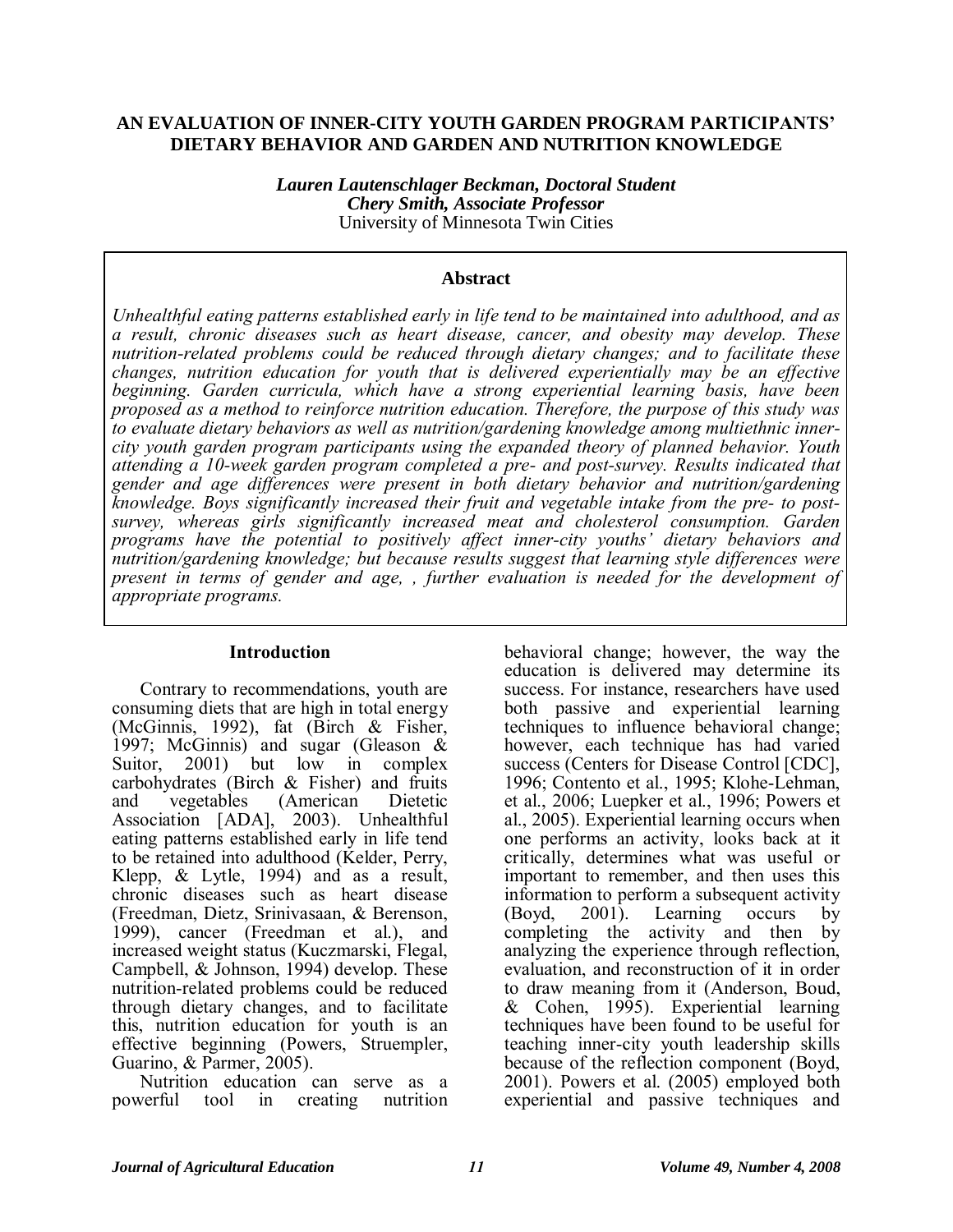# AN EVALUATION OF INNER-CITY YOUTH GARDEN PROGRAM PARTICIPANTS' DIETARY BEHAVIOR AND GARDEN AND NUTRITION KNOWLEDGE

***Lauren Lautenschlager Beckman, Doctoral Student***
***Chery Smith, Associate Professor***
University of Minnesota Twin Cities

## Abstract

*Unhealthful eating patterns established early in life tend to be maintained into adulthood, and as a result, chronic diseases such as heart disease, cancer, and obesity may develop. These nutrition-related problems could be reduced through dietary changes; and to facilitate these changes, nutrition education for youth that is delivered experientially may be an effective beginning. Garden curricula, which have a strong experiential learning basis, have been proposed as a method to reinforce nutrition education. Therefore, the purpose of this study was to evaluate dietary behaviors as well as nutrition/gardening knowledge among multiethnic inner-city youth garden program participants using the expanded theory of planned behavior. Youth attending a 10-week garden program completed a pre- and post-survey. Results indicated that gender and age differences were present in both dietary behavior and nutrition/gardening knowledge. Boys significantly increased their fruit and vegetable intake from the pre- to post-survey, whereas girls significantly increased meat and cholesterol consumption. Garden programs have the potential to positively affect inner-city youths' dietary behaviors and nutrition/gardening knowledge; but because results suggest that learning style differences were present in terms of gender and age, , further evaluation is needed for the development of appropriate programs.*

## Introduction

Contrary to recommendations, youth are consuming diets that are high in total energy (McGinnis, 1992), fat (Birch & Fisher, 1997; McGinnis) and sugar (Gleason & Suitor, 2001) but low in complex carbohydrates (Birch & Fisher) and fruits and vegetables (American Dietetic Association [ADA], 2003). Unhealthful eating patterns established early in life tend to be retained into adulthood (Kelder, Perry, Klepp, & Lytle, 1994) and as a result, chronic diseases such as heart disease (Freedman, Dietz, Srinivasaan, & Berenson, 1999), cancer (Freedman et al.), and increased weight status (Kuczmarski, Flegal, Campbell, & Johnson, 1994) develop. These nutrition-related problems could be reduced through dietary changes, and to facilitate this, nutrition education for youth is an effective beginning (Powers, Struempler, Guarino, & Parmer, 2005).

Nutrition education can serve as a powerful tool in creating nutrition behavioral change; however, the way the education is delivered may determine its success. For instance, researchers have used both passive and experiential learning techniques to influence behavioral change; however, each technique has had varied success (Centers for Disease Control [CDC], 1996; Contento et al., 1995; Klohe-Lehman, et al., 2006; Luepker et al., 1996; Powers et al., 2005). Experiential learning occurs when one performs an activity, looks back at it critically, determines what was useful or important to remember, and then uses this information to perform a subsequent activity (Boyd, 2001). Learning occurs by completing the activity and then by analyzing the experience through reflection, evaluation, and reconstruction of it in order to draw meaning from it (Anderson, Boud, & Cohen, 1995). Experiential learning techniques have been found to be useful for teaching inner-city youth leadership skills because of the reflection component (Boyd, 2001). Powers et al. (2005) employed both experiential and passive techniques and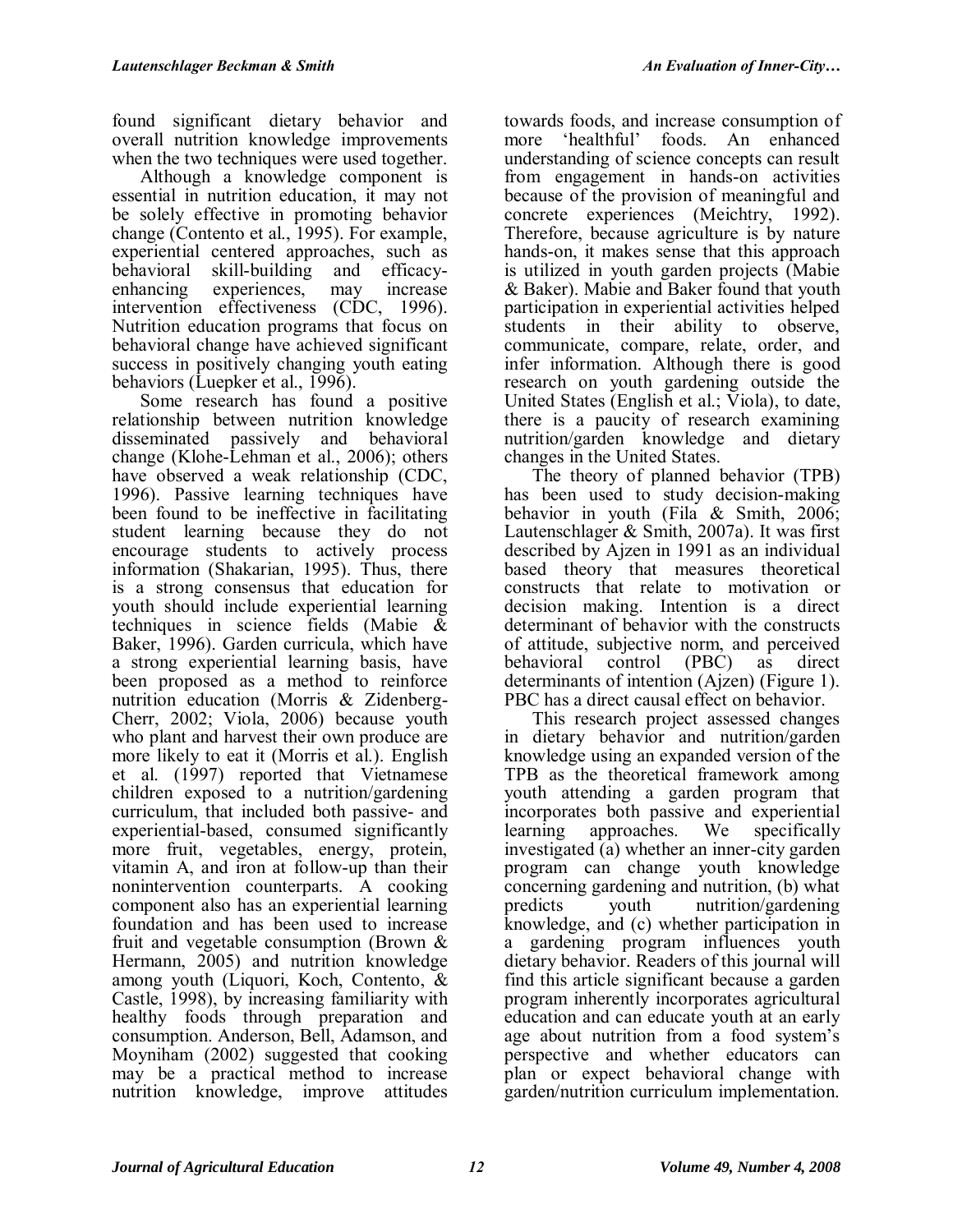found significant dietary behavior and overall nutrition knowledge improvements when the two techniques were used together.

Although a knowledge component is essential in nutrition education, it may not be solely effective in promoting behavior change (Contento et al., 1995). For example, experiential centered approaches, such as behavioral skill-building and efficacy-enhancing experiences, may increase intervention effectiveness (CDC, 1996). Nutrition education programs that focus on behavioral change have achieved significant success in positively changing youth eating behaviors (Luepker et al., 1996).

Some research has found a positive relationship between nutrition knowledge disseminated passively and behavioral change (Klohe-Lehman et al., 2006); others have observed a weak relationship (CDC, 1996). Passive learning techniques have been found to be ineffective in facilitating student learning because they do not encourage students to actively process information (Shakarian, 1995). Thus, there is a strong consensus that education for youth should include experiential learning techniques in science fields (Mabie & Baker, 1996). Garden curricula, which have a strong experiential learning basis, have been proposed as a method to reinforce nutrition education (Morris & Zidenberg-Cherr, 2002; Viola, 2006) because youth who plant and harvest their own produce are more likely to eat it (Morris et al.). English et al. (1997) reported that Vietnamese children exposed to a nutrition/gardening curriculum, that included both passive- and experiential-based, consumed significantly more fruit, vegetables, energy, protein, vitamin A, and iron at follow-up than their nonintervention counterparts. A cooking component also has an experiential learning foundation and has been used to increase fruit and vegetable consumption (Brown & Hermann, 2005) and nutrition knowledge among youth (Liquori, Koch, Contento, & Castle, 1998), by increasing familiarity with healthy foods through preparation and consumption. Anderson, Bell, Adamson, and Moyniham (2002) suggested that cooking may be a practical method to increase nutrition knowledge, improve attitudes towards foods, and increase consumption of more 'healthful' foods. An enhanced understanding of science concepts can result from engagement in hands-on activities because of the provision of meaningful and concrete experiences (Meichtry, 1992). Therefore, because agriculture is by nature hands-on, it makes sense that this approach is utilized in youth garden projects (Mabie & Baker). Mabie and Baker found that youth participation in experiential activities helped students in their ability to observe, communicate, compare, relate, order, and infer information. Although there is good research on youth gardening outside the United States (English et al.; Viola), to date, there is a paucity of research examining nutrition/garden knowledge and dietary changes in the United States.

The theory of planned behavior (TPB) has been used to study decision-making behavior in youth (Fila & Smith, 2006; Lautenschlager & Smith, 2007a). It was first described by Ajzen in 1991 as an individual based theory that measures theoretical constructs that relate to motivation or decision making. Intention is a direct determinant of behavior with the constructs of attitude, subjective norm, and perceived behavioral control (PBC) as direct determinants of intention (Ajzen) (Figure 1). PBC has a direct causal effect on behavior.

This research project assessed changes in dietary behavior and nutrition/garden knowledge using an expanded version of the TPB as the theoretical framework among youth attending a garden program that incorporates both passive and experiential learning approaches. We specifically investigated (a) whether an inner-city garden program can change youth knowledge concerning gardening and nutrition, (b) what predicts youth nutrition/gardening knowledge, and (c) whether participation in a gardening program influences youth dietary behavior. Readers of this journal will find this article significant because a garden program inherently incorporates agricultural education and can educate youth at an early age about nutrition from a food system's perspective and whether educators can plan or expect behavioral change with garden/nutrition curriculum implementation.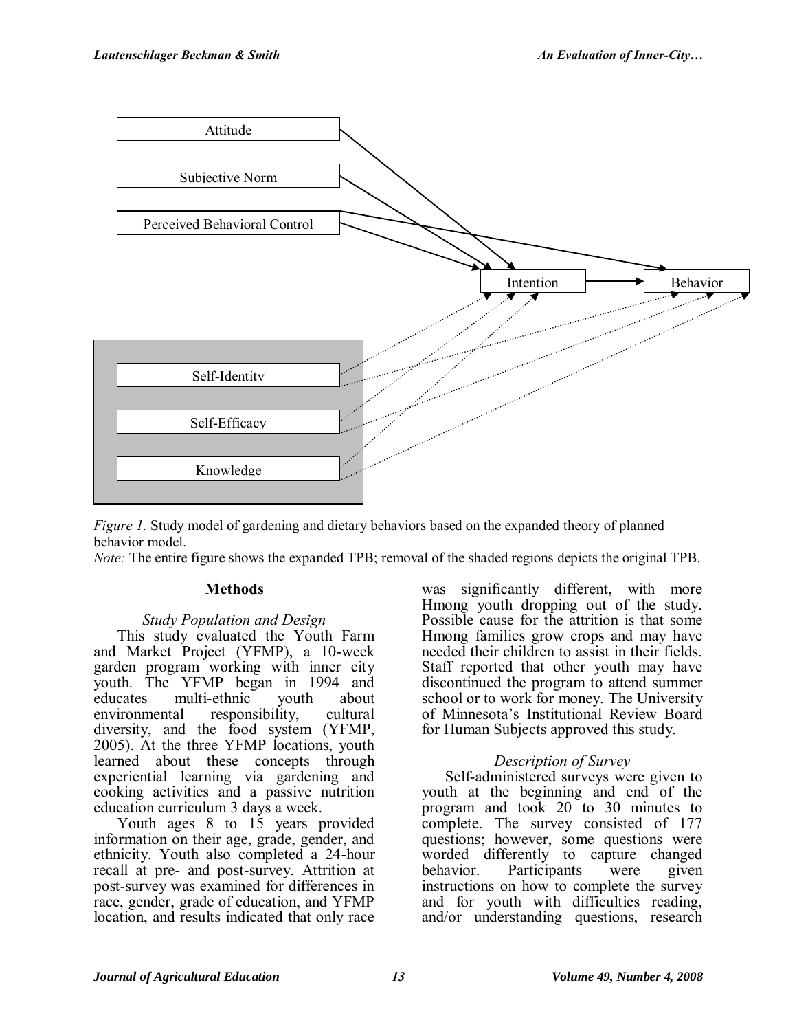Attitude

Subjective Norm

Perceived Behavioral Control

Intention

Behavior

Self-Identity

Self-Efficacy

Knowledge

*Figure 1.* Study model of gardening and dietary behaviors based on the expanded theory of planned behavior model.
*Note:* The entire figure shows the expanded TPB; removal of the shaded regions depicts the original TPB.

## Methods

### *Study Population and Design*

This study evaluated the Youth Farm and Market Project (YFMP), a 10-week garden program working with inner city youth. The YFMP began in 1994 and educates multi-ethnic youth about environmental responsibility, cultural diversity, and the food system (YFMP, 2005). At the three YFMP locations, youth learned about these concepts through experiential learning via gardening and cooking activities and a passive nutrition education curriculum 3 days a week.

Youth ages 8 to 15 years provided information on their age, grade, gender, and ethnicity. Youth also completed a 24-hour recall at pre- and post-survey. Attrition at post-survey was examined for differences in race, gender, grade of education, and YFMP location, and results indicated that only race was significantly different, with more Hmong youth dropping out of the study. Possible cause for the attrition is that some Hmong families grow crops and may have needed their children to assist in their fields. Staff reported that other youth may have discontinued the program to attend summer school or to work for money. The University of Minnesota's Institutional Review Board for Human Subjects approved this study.

### *Description of Survey*

Self-administered surveys were given to youth at the beginning and end of the program and took 20 to 30 minutes to complete. The survey consisted of 177 questions; however, some questions were worded differently to capture changed behavior. Participants were given instructions on how to complete the survey and for youth with difficulties reading, and/or understanding questions, research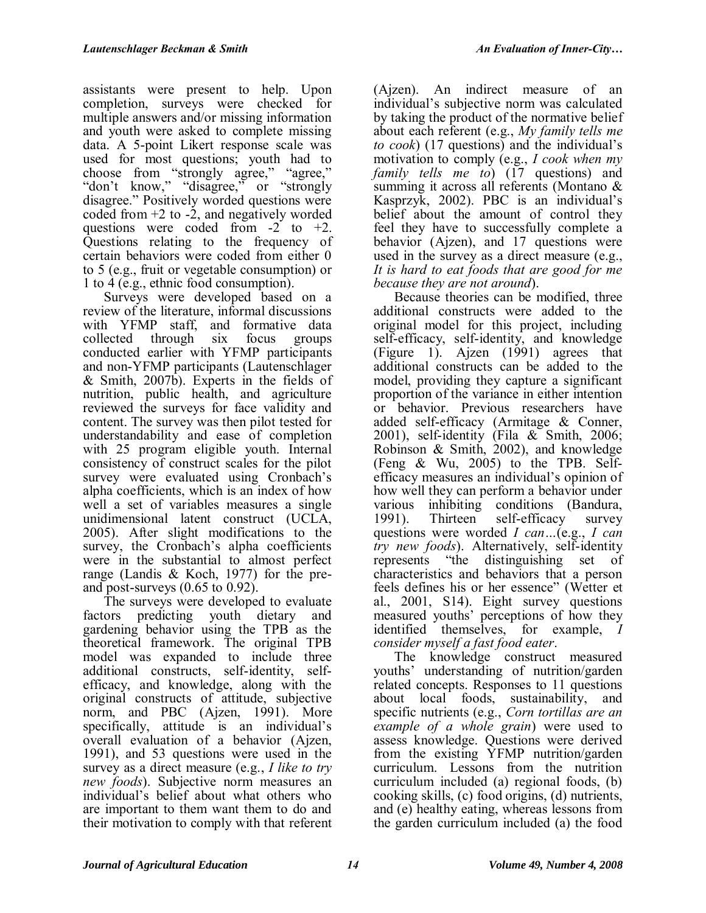assistants were present to help. Upon completion, surveys were checked for multiple answers and/or missing information and youth were asked to complete missing data. A 5-point Likert response scale was used for most questions; youth had to choose from "strongly agree," "agree," "don't know," "disagree," or "strongly disagree." Positively worded questions were coded from +2 to -2, and negatively worded questions were coded from -2 to +2. Questions relating to the frequency of certain behaviors were coded from either 0 to 5 (e.g., fruit or vegetable consumption) or 1 to 4 (e.g., ethnic food consumption).

Surveys were developed based on a review of the literature, informal discussions with YFMP staff, and formative data collected through six focus groups conducted earlier with YFMP participants and non-YFMP participants (Lautenschlager & Smith, 2007b). Experts in the fields of nutrition, public health, and agriculture reviewed the surveys for face validity and content. The survey was then pilot tested for understandability and ease of completion with 25 program eligible youth. Internal consistency of construct scales for the pilot survey were evaluated using Cronbach's alpha coefficients, which is an index of how well a set of variables measures a single unidimensional latent construct (UCLA, 2005). After slight modifications to the survey, the Cronbach's alpha coefficients were in the substantial to almost perfect range (Landis & Koch, 1977) for the pre- and post-surveys (0.65 to 0.92).

The surveys were developed to evaluate factors predicting youth dietary and gardening behavior using the TPB as the theoretical framework. The original TPB model was expanded to include three additional constructs, self-identity, self-efficacy, and knowledge, along with the original constructs of attitude, subjective norm, and PBC (Ajzen, 1991). More specifically, attitude is an individual's overall evaluation of a behavior (Ajzen, 1991), and 53 questions were used in the survey as a direct measure (e.g., *I like to try new foods*). Subjective norm measures an individual's belief about what others who are important to them want them to do and their motivation to comply with that referent (Ajzen). An indirect measure of an individual's subjective norm was calculated by taking the product of the normative belief about each referent (e.g., *My family tells me to cook*) (17 questions) and the individual's motivation to comply (e.g., *I cook when my family tells me to*) (17 questions) and summing it across all referents (Montano & Kasprzyk, 2002). PBC is an individual's belief about the amount of control they feel they have to successfully complete a behavior (Ajzen), and 17 questions were used in the survey as a direct measure (e.g., *It is hard to eat foods that are good for me because they are not around*).

Because theories can be modified, three additional constructs were added to the original model for this project, including self-efficacy, self-identity, and knowledge (Figure 1). Ajzen (1991) agrees that additional constructs can be added to the model, providing they capture a significant proportion of the variance in either intention or behavior. Previous researchers have added self-efficacy (Armitage & Conner, 2001), self-identity (Fila & Smith, 2006; Robinson & Smith, 2002), and knowledge (Feng & Wu, 2005) to the TPB. Self-efficacy measures an individual's opinion of how well they can perform a behavior under various inhibiting conditions (Bandura, 1991). Thirteen self-efficacy survey questions were worded *I can*…(e.g., *I can try new foods*). Alternatively, self-identity represents "the distinguishing set of characteristics and behaviors that a person feels defines his or her essence" (Wetter et al., 2001, S14). Eight survey questions measured youths' perceptions of how they identified themselves, for example, *I consider myself a fast food eater*.

The knowledge construct measured youths' understanding of nutrition/garden related concepts. Responses to 11 questions about local foods, sustainability, and specific nutrients (e.g., *Corn tortillas are an example of a whole grain*) were used to assess knowledge. Questions were derived from the existing YFMP nutrition/garden curriculum. Lessons from the nutrition curriculum included (a) regional foods, (b) cooking skills, (c) food origins, (d) nutrients, and (e) healthy eating, whereas lessons from the garden curriculum included (a) the food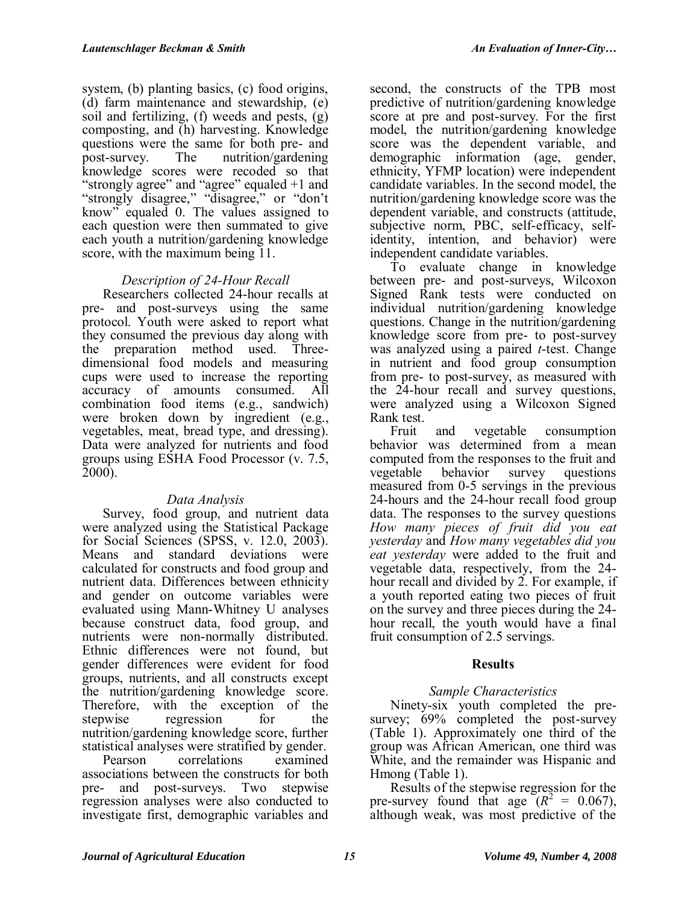system, (b) planting basics, (c) food origins, (d) farm maintenance and stewardship, (e) soil and fertilizing, (f) weeds and pests, (g) composting, and (h) harvesting. Knowledge questions were the same for both pre- and post-survey. The nutrition/gardening knowledge scores were recoded so that "strongly agree" and "agree" equaled +1 and "strongly disagree," "disagree," or "don't know" equaled 0. The values assigned to each question were then summated to give each youth a nutrition/gardening knowledge score, with the maximum being 11.

### *Description of 24-Hour Recall*

Researchers collected 24-hour recalls at pre- and post-surveys using the same protocol. Youth were asked to report what they consumed the previous day along with the preparation method used. Three-dimensional food models and measuring cups were used to increase the reporting accuracy of amounts consumed. All combination food items (e.g., sandwich) were broken down by ingredient (e.g., vegetables, meat, bread type, and dressing). Data were analyzed for nutrients and food groups using ESHA Food Processor (v. 7.5, 2000).

### *Data Analysis*

Survey, food group, and nutrient data were analyzed using the Statistical Package for Social Sciences (SPSS, v. 12.0, 2003). Means and standard deviations were calculated for constructs and food group and nutrient data. Differences between ethnicity and gender on outcome variables were evaluated using Mann-Whitney U analyses because construct data, food group, and nutrients were non-normally distributed. Ethnic differences were not found, but gender differences were evident for food groups, nutrients, and all constructs except the nutrition/gardening knowledge score. Therefore, with the exception of the stepwise regression for the nutrition/gardening knowledge score, further statistical analyses were stratified by gender.

Pearson correlations examined associations between the constructs for both pre- and post-surveys. Two stepwise regression analyses were also conducted to investigate first, demographic variables and second, the constructs of the TPB most predictive of nutrition/gardening knowledge score at pre and post-survey. For the first model, the nutrition/gardening knowledge score was the dependent variable, and demographic information (age, gender, ethnicity, YFMP location) were independent candidate variables. In the second model, the nutrition/gardening knowledge score was the dependent variable, and constructs (attitude, subjective norm, PBC, self-efficacy, self-identity, intention, and behavior) were independent candidate variables.

To evaluate change in knowledge between pre- and post-surveys, Wilcoxon Signed Rank tests were conducted on individual nutrition/gardening knowledge questions. Change in the nutrition/gardening knowledge score from pre- to post-survey was analyzed using a paired *t*-test. Change in nutrient and food group consumption from pre- to post-survey, as measured with the 24-hour recall and survey questions, were analyzed using a Wilcoxon Signed Rank test.

Fruit and vegetable consumption behavior was determined from a mean computed from the responses to the fruit and vegetable behavior survey questions measured from 0-5 servings in the previous 24-hours and the 24-hour recall food group data. The responses to the survey questions *How many pieces of fruit did you eat yesterday* and *How many vegetables did you eat yesterday* were added to the fruit and vegetable data, respectively, from the 24-hour recall and divided by 2. For example, if a youth reported eating two pieces of fruit on the survey and three pieces during the 24-hour recall, the youth would have a final fruit consumption of 2.5 servings.

## Results

### *Sample Characteristics*

Ninety-six youth completed the pre-survey; 69% completed the post-survey (Table 1). Approximately one third of the group was African American, one third was White, and the remainder was Hispanic and Hmong (Table 1).

Results of the stepwise regression for the pre-survey found that age ($R^2$ = 0.067), although weak, was most predictive of the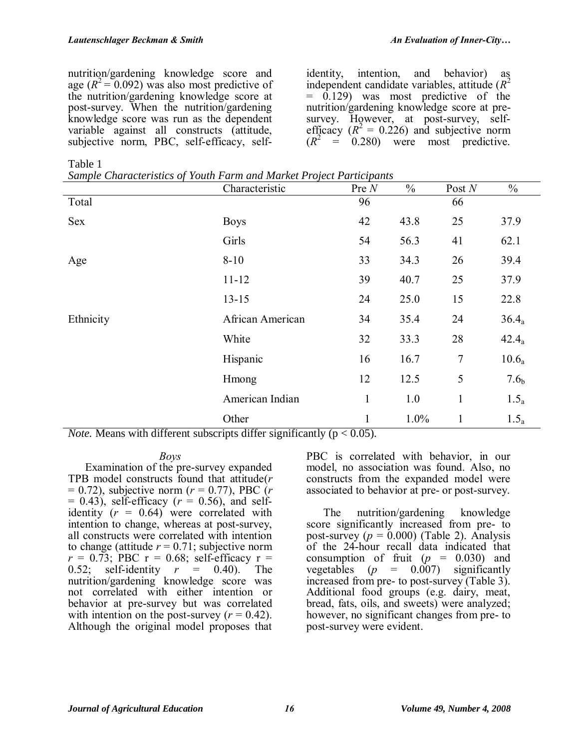nutrition/gardening knowledge score and age ($R^2 = 0.092$) was also most predictive of the nutrition/gardening knowledge score at post-survey. When the nutrition/gardening knowledge score was run as the dependent variable against all constructs (attitude, subjective norm, PBC, self-efficacy, self-identity, intention, and behavior) as independent candidate variables, attitude ($R^2 = 0.129$) was most predictive of the nutrition/gardening knowledge score at pre-survey. However, at post-survey, self-efficacy ($R^2 = 0.226$) and subjective norm ($R^2 = 0.280$) were most predictive.

Table 1
*Sample Characteristics of Youth Farm and Market Project Participants*

| | Characteristic | Pre *N* | % | Post *N* | % |
|---|---|---|---|---|---|
| Total | | 96 | | 66 | |
| Sex | Boys | 42 | 43.8 | 25 | 37.9 |
| | Girls | 54 | 56.3 | 41 | 62.1 |
| Age | 8-10 | 33 | 34.3 | 26 | 39.4 |
| | 11-12 | 39 | 40.7 | 25 | 37.9 |
| | 13-15 | 24 | 25.0 | 15 | 22.8 |
| Ethnicity | African American | 34 | 35.4 | 24 | $36.4_a$ |
| | White | 32 | 33.3 | 28 | $42.4_a$ |
| | Hispanic | 16 | 16.7 | 7 | $10.6_a$ |
| | Hmong | 12 | 12.5 | 5 | $7.6_b$ |
| | American Indian | 1 | 1.0 | 1 | $1.5_a$ |
| | Other | 1 | 1.0% | 1 | $1.5_a$ |

*Note.* Means with different subscripts differ significantly ($p < 0.05$).

*Boys*

Examination of the pre-survey expanded TPB model constructs found that attitude($r = 0.72$), subjective norm ($r = 0.77$), PBC ($r = 0.43$), self-efficacy ($r = 0.56$), and self-identity ($r = 0.64$) were correlated with intention to change, whereas at post-survey, all constructs were correlated with intention to change (attitude $r = 0.71$; subjective norm $r = 0.73$; PBC $r = 0.68$; self-efficacy $r = 0.52$; self-identity $r = 0.40$). The nutrition/gardening knowledge score was not correlated with either intention or behavior at pre-survey but was correlated with intention on the post-survey ($r = 0.42$). Although the original model proposes that PBC is correlated with behavior, in our model, no association was found. Also, no constructs from the expanded model were associated to behavior at pre- or post-survey.

The nutrition/gardening knowledge score significantly increased from pre- to post-survey ($p = 0.000$) (Table 2). Analysis of the 24-hour recall data indicated that consumption of fruit ($p = 0.030$) and vegetables ($p = 0.007$) significantly increased from pre- to post-survey (Table 3). Additional food groups (e.g. dairy, meat, bread, fats, oils, and sweets) were analyzed; however, no significant changes from pre- to post-survey were evident.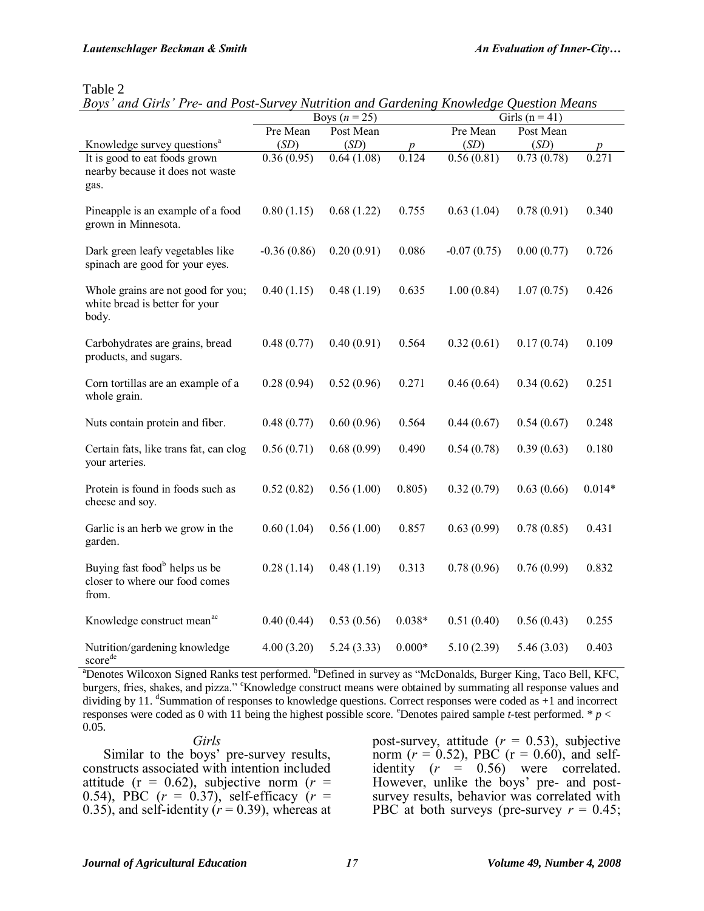Table 2

*Boys' and Girls' Pre- and Post-Survey Nutrition and Gardening Knowledge Question Means*

| | Boys ($n$ = 25) | | | Girls (n = 41) | | |
|---|---|---|---|---|---|---|
| Knowledge survey questions[a] | Pre Mean (*SD*) | Post Mean (*SD*) | *p* | Pre Mean (*SD*) | Post Mean (*SD*) | *p* |
| It is good to eat foods grown nearby because it does not waste gas. | 0.36 (0.95) | 0.64 (1.08) | 0.124 | 0.56 (0.81) | 0.73 (0.78) | 0.271 |
| Pineapple is an example of a food grown in Minnesota. | 0.80 (1.15) | 0.68 (1.22) | 0.755 | 0.63 (1.04) | 0.78 (0.91) | 0.340 |
| Dark green leafy vegetables like spinach are good for your eyes. | -0.36 (0.86) | 0.20 (0.91) | 0.086 | -0.07 (0.75) | 0.00 (0.77) | 0.726 |
| Whole grains are not good for you; white bread is better for your body. | 0.40 (1.15) | 0.48 (1.19) | 0.635 | 1.00 (0.84) | 1.07 (0.75) | 0.426 |
| Carbohydrates are grains, bread products, and sugars. | 0.48 (0.77) | 0.40 (0.91) | 0.564 | 0.32 (0.61) | 0.17 (0.74) | 0.109 |
| Corn tortillas are an example of a whole grain. | 0.28 (0.94) | 0.52 (0.96) | 0.271 | 0.46 (0.64) | 0.34 (0.62) | 0.251 |
| Nuts contain protein and fiber. | 0.48 (0.77) | 0.60 (0.96) | 0.564 | 0.44 (0.67) | 0.54 (0.67) | 0.248 |
| Certain fats, like trans fat, can clog your arteries. | 0.56 (0.71) | 0.68 (0.99) | 0.490 | 0.54 (0.78) | 0.39 (0.63) | 0.180 |
| Protein is found in foods such as cheese and soy. | 0.52 (0.82) | 0.56 (1.00) | 0.805) | 0.32 (0.79) | 0.63 (0.66) | 0.014* |
| Garlic is an herb we grow in the garden. | 0.60 (1.04) | 0.56 (1.00) | 0.857 | 0.63 (0.99) | 0.78 (0.85) | 0.431 |
| Buying fast food[b] helps us be closer to where our food comes from. | 0.28 (1.14) | 0.48 (1.19) | 0.313 | 0.78 (0.96) | 0.76 (0.99) | 0.832 |
| Knowledge construct mean[ac] | 0.40 (0.44) | 0.53 (0.56) | 0.038* | 0.51 (0.40) | 0.56 (0.43) | 0.255 |
| Nutrition/gardening knowledge score[de] | 4.00 (3.20) | 5.24 (3.33) | 0.000* | 5.10 (2.39) | 5.46 (3.03) | 0.403 |

[a]Denotes Wilcoxon Signed Ranks test performed. [b]Defined in survey as "McDonalds, Burger King, Taco Bell, KFC, burgers, fries, shakes, and pizza." [c]Knowledge construct means were obtained by summating all response values and dividing by 11. [d]Summation of responses to knowledge questions. Correct responses were coded as +1 and incorrect responses were coded as 0 with 11 being the highest possible score. [e]Denotes paired sample *t*-test performed. * $p < 0.05$.

### *Girls*

Similar to the boys' pre-survey results, constructs associated with intention included attitude ($r$ = 0.62), subjective norm ($r$ = 0.54), PBC ($r$ = 0.37), self-efficacy ($r$ = 0.35), and self-identity ($r$ = 0.39), whereas at post-survey, attitude ($r$ = 0.53), subjective norm ($r$ = 0.52), PBC ($r$ = 0.60), and self-identity ($r$ = 0.56) were correlated. However, unlike the boys' pre- and post-survey results, behavior was correlated with PBC at both surveys (pre-survey $r$ = 0.45;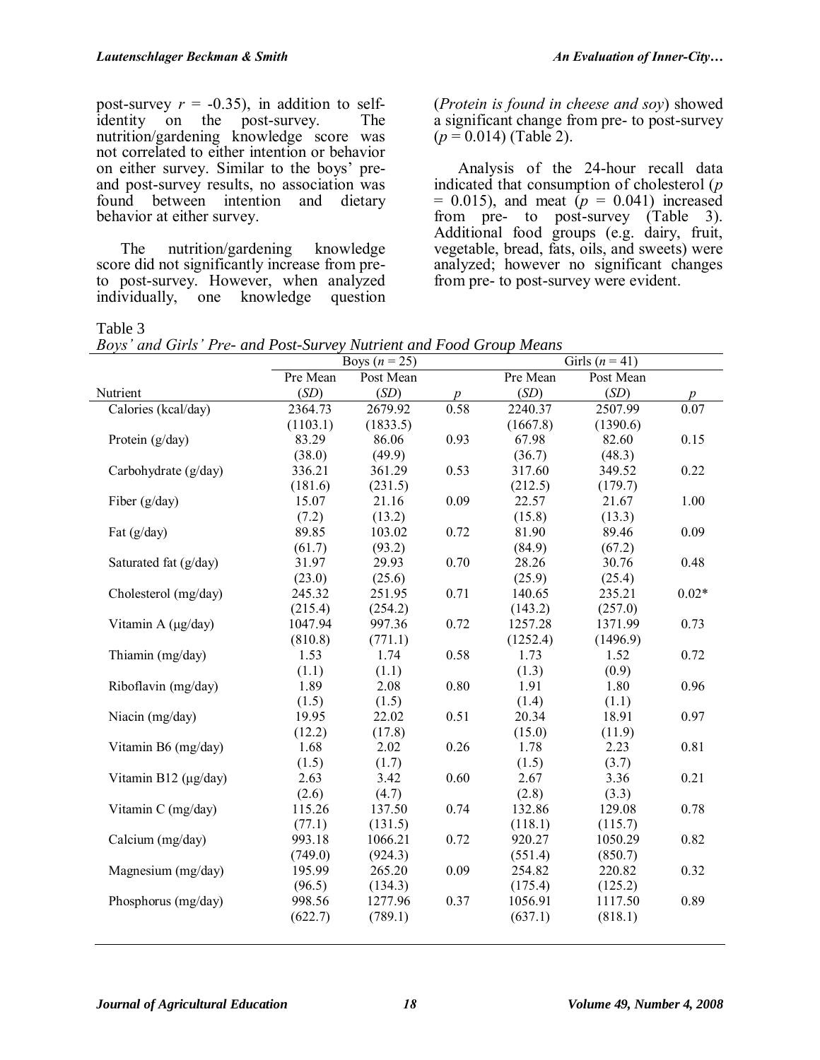post-survey $r = -0.35$), in addition to self-identity on the post-survey. The nutrition/gardening knowledge score was not correlated to either intention or behavior on either survey. Similar to the boys' pre- and post-survey results, no association was found between intention and dietary behavior at either survey.

The nutrition/gardening knowledge score did not significantly increase from pre- to post-survey. However, when analyzed individually, one knowledge question (*Protein is found in cheese and soy*) showed a significant change from pre- to post-survey ($p = 0.014$) (Table 2).

Analysis of the 24-hour recall data indicated that consumption of cholesterol ($p = 0.015$), and meat ($p = 0.041$) increased from pre- to post-survey (Table 3). Additional food groups (e.g. dairy, fruit, vegetable, bread, fats, oils, and sweets) were analyzed; however no significant changes from pre- to post-survey were evident.

Table 3
*Boys' and Girls' Pre- and Post-Survey Nutrient and Food Group Means*

| | Boys ($n$ = 25) | | | Girls ($n$ = 41) | | |
|---|---|---|---|---|---|---|
| | Pre Mean | Post Mean | | Pre Mean | Post Mean | |
| Nutrient | (*SD*) | (*SD*) | *p* | (*SD*) | (*SD*) | *p* |
| Calories (kcal/day) | 2364.73 (1103.1) | 2679.92 (1833.5) | 0.58 | 2240.37 (1667.8) | 2507.99 (1390.6) | 0.07 |
| Protein (g/day) | 83.29 (38.0) | 86.06 (49.9) | 0.93 | 67.98 (36.7) | 82.60 (48.3) | 0.15 |
| Carbohydrate (g/day) | 336.21 (181.6) | 361.29 (231.5) | 0.53 | 317.60 (212.5) | 349.52 (179.7) | 0.22 |
| Fiber (g/day) | 15.07 (7.2) | 21.16 (13.2) | 0.09 | 22.57 (15.8) | 21.67 (13.3) | 1.00 |
| Fat (g/day) | 89.85 (61.7) | 103.02 (93.2) | 0.72 | 81.90 (84.9) | 89.46 (67.2) | 0.09 |
| Saturated fat (g/day) | 31.97 (23.0) | 29.93 (25.6) | 0.70 | 28.26 (25.9) | 30.76 (25.4) | 0.48 |
| Cholesterol (mg/day) | 245.32 (215.4) | 251.95 (254.2) | 0.71 | 140.65 (143.2) | 235.21 (257.0) | 0.02* |
| Vitamin A (µg/day) | 1047.94 (810.8) | 997.36 (771.1) | 0.72 | 1257.28 (1252.4) | 1371.99 (1496.9) | 0.73 |
| Thiamin (mg/day) | 1.53 (1.1) | 1.74 (1.1) | 0.58 | 1.73 (1.3) | 1.52 (0.9) | 0.72 |
| Riboflavin (mg/day) | 1.89 (1.5) | 2.08 (1.5) | 0.80 | 1.91 (1.4) | 1.80 (1.1) | 0.96 |
| Niacin (mg/day) | 19.95 (12.2) | 22.02 (17.8) | 0.51 | 20.34 (15.0) | 18.91 (11.9) | 0.97 |
| Vitamin B6 (mg/day) | 1.68 (1.5) | 2.02 (1.7) | 0.26 | 1.78 (1.5) | 2.23 (3.7) | 0.81 |
| Vitamin B12 (µg/day) | 2.63 (2.6) | 3.42 (4.7) | 0.60 | 2.67 (2.8) | 3.36 (3.3) | 0.21 |
| Vitamin C (mg/day) | 115.26 (77.1) | 137.50 (131.5) | 0.74 | 132.86 (118.1) | 129.08 (115.7) | 0.78 |
| Calcium (mg/day) | 993.18 (749.0) | 1066.21 (924.3) | 0.72 | 920.27 (551.4) | 1050.29 (850.7) | 0.82 |
| Magnesium (mg/day) | 195.99 (96.5) | 265.20 (134.3) | 0.09 | 254.82 (175.4) | 220.82 (125.2) | 0.32 |
| Phosphorus (mg/day) | 998.56 (622.7) | 1277.96 (789.1) | 0.37 | 1056.91 (637.1) | 1117.50 (818.1) | 0.89 |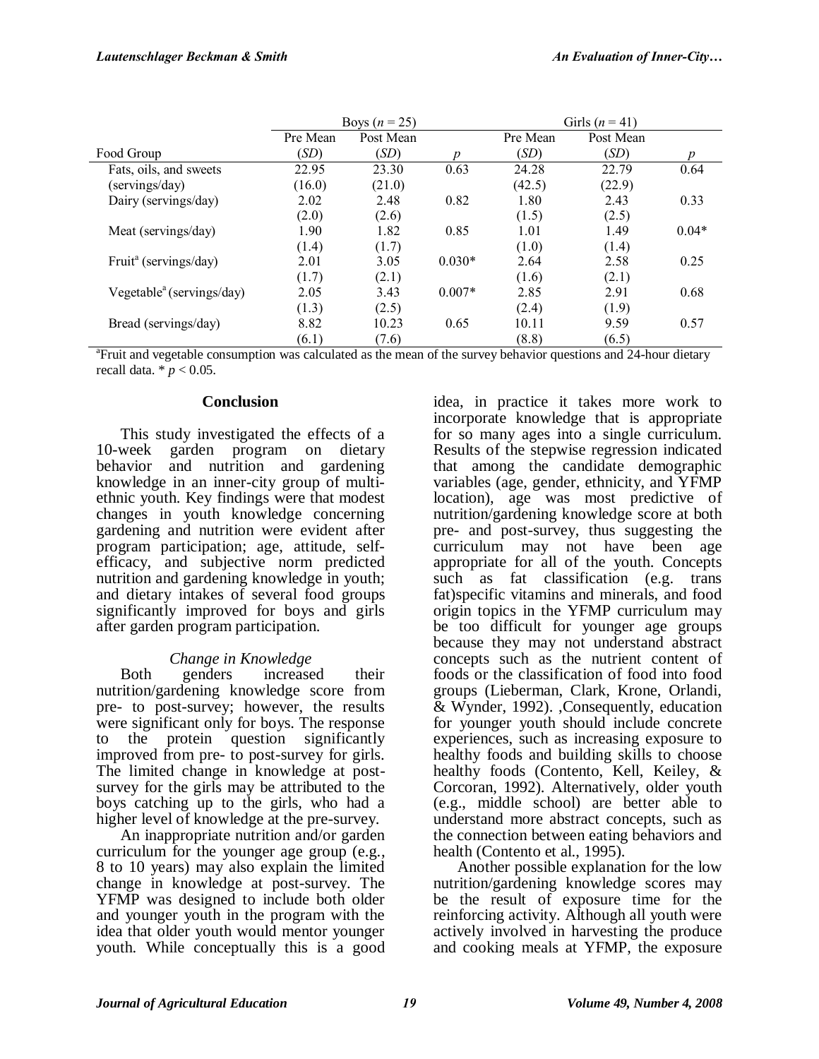| | Boys ($n$ = 25) | | | Girls ($n$ = 41) | | |
|---|---|---|---|---|---|---|
| Food Group | Pre Mean ($SD$) | Post Mean ($SD$) | $p$ | Pre Mean ($SD$) | Post Mean ($SD$) | $p$ |
| Fats, oils, and sweets (servings/day) | 22.95 (16.0) | 23.30 (21.0) | 0.63 | 24.28 (42.5) | 22.79 (22.9) | 0.64 |
| Dairy (servings/day) | 2.02 (2.0) | 2.48 (2.6) | 0.82 | 1.80 (1.5) | 2.43 (2.5) | 0.33 |
| Meat (servings/day) | 1.90 (1.4) | 1.82 (1.7) | 0.85 | 1.01 (1.0) | 1.49 (1.4) | 0.04* |
| Fruit[a] (servings/day) | 2.01 (1.7) | 3.05 (2.1) | 0.030* | 2.64 (1.6) | 2.58 (2.1) | 0.25 |
| Vegetable[a] (servings/day) | 2.05 (1.3) | 3.43 (2.5) | 0.007* | 2.85 (2.4) | 2.91 (1.9) | 0.68 |
| Bread (servings/day) | 8.82 (6.1) | 10.23 (7.6) | 0.65 | 10.11 (8.8) | 9.59 (6.5) | 0.57 |

[a]Fruit and vegetable consumption was calculated as the mean of the survey behavior questions and 24-hour dietary recall data. * $p < 0.05$.

## Conclusion

This study investigated the effects of a 10-week garden program on dietary behavior and nutrition and gardening knowledge in an inner-city group of multi-ethnic youth. Key findings were that modest changes in youth knowledge concerning gardening and nutrition were evident after program participation; age, attitude, self-efficacy, and subjective norm predicted nutrition and gardening knowledge in youth; and dietary intakes of several food groups significantly improved for boys and girls after garden program participation.

### *Change in Knowledge*

Both genders increased their nutrition/gardening knowledge score from pre- to post-survey; however, the results were significant only for boys. The response to the protein question significantly improved from pre- to post-survey for girls. The limited change in knowledge at post-survey for the girls may be attributed to the boys catching up to the girls, who had a higher level of knowledge at the pre-survey.

An inappropriate nutrition and/or garden curriculum for the younger age group (e.g., 8 to 10 years) may also explain the limited change in knowledge at post-survey. The YFMP was designed to include both older and younger youth in the program with the idea that older youth would mentor younger youth. While conceptually this is a good idea, in practice it takes more work to incorporate knowledge that is appropriate for so many ages into a single curriculum. Results of the stepwise regression indicated that among the candidate demographic variables (age, gender, ethnicity, and YFMP location), age was most predictive of nutrition/gardening knowledge score at both pre- and post-survey, thus suggesting the curriculum may not have been age appropriate for all of the youth. Concepts such as fat classification (e.g. trans fat)specific vitamins and minerals, and food origin topics in the YFMP curriculum may be too difficult for younger age groups because they may not understand abstract concepts such as the nutrient content of foods or the classification of food into food groups (Lieberman, Clark, Krone, Orlandi, & Wynder, 1992). ,Consequently, education for younger youth should include concrete experiences, such as increasing exposure to healthy foods and building skills to choose healthy foods (Contento, Kell, Keiley, & Corcoran, 1992). Alternatively, older youth (e.g., middle school) are better able to understand more abstract concepts, such as the connection between eating behaviors and health (Contento et al., 1995).

Another possible explanation for the low nutrition/gardening knowledge scores may be the result of exposure time for the reinforcing activity. Although all youth were actively involved in harvesting the produce and cooking meals at YFMP, the exposure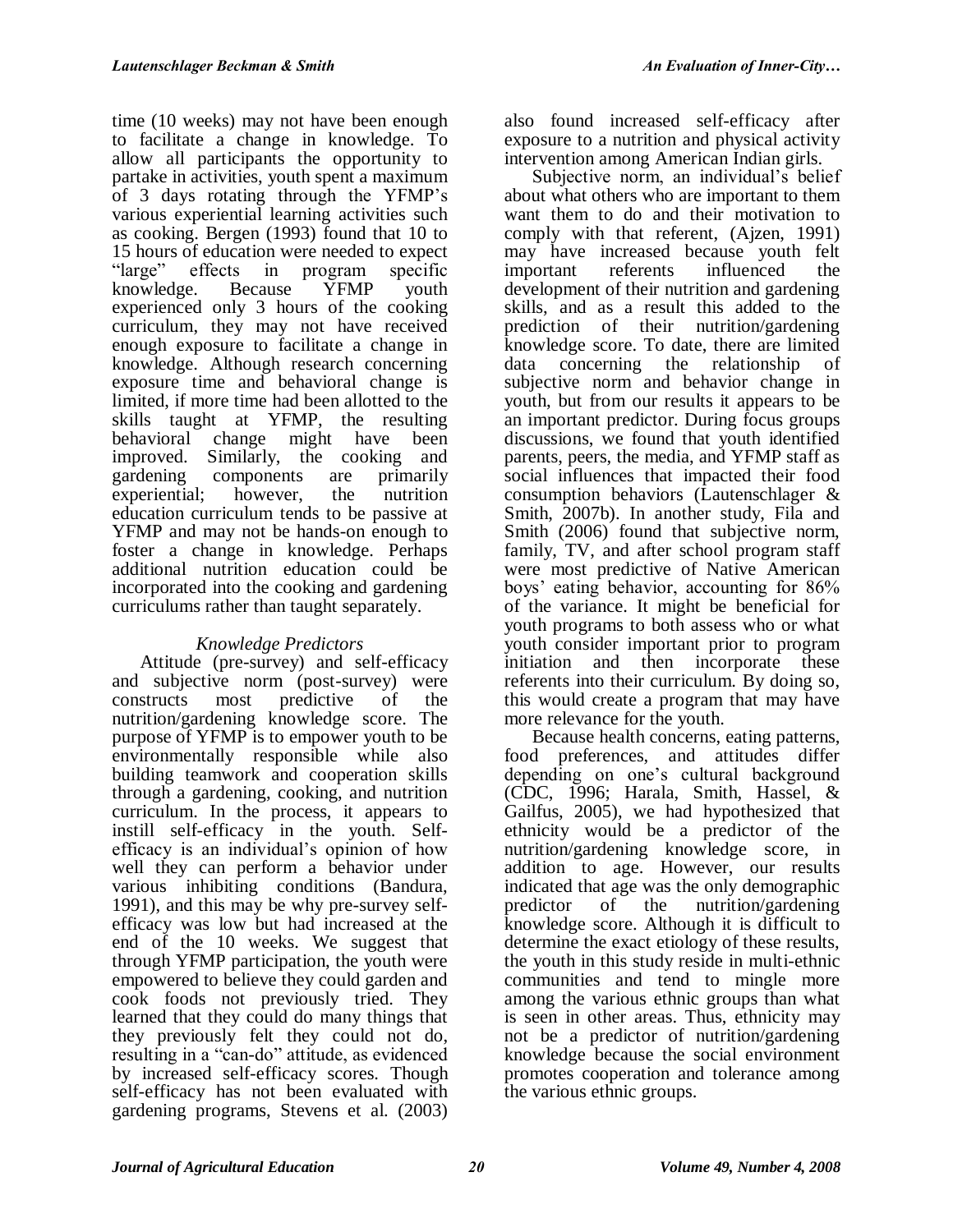time (10 weeks) may not have been enough to facilitate a change in knowledge. To allow all participants the opportunity to partake in activities, youth spent a maximum of 3 days rotating through the YFMP's various experiential learning activities such as cooking. Bergen (1993) found that 10 to 15 hours of education were needed to expect "large" effects in program specific knowledge. Because YFMP youth experienced only 3 hours of the cooking curriculum, they may not have received enough exposure to facilitate a change in knowledge. Although research concerning exposure time and behavioral change is limited, if more time had been allotted to the skills taught at YFMP, the resulting behavioral change might have been improved. Similarly, the cooking and gardening components are primarily experiential; however, the nutrition education curriculum tends to be passive at YFMP and may not be hands-on enough to foster a change in knowledge. Perhaps additional nutrition education could be incorporated into the cooking and gardening curriculums rather than taught separately.

### *Knowledge Predictors*

Attitude (pre-survey) and self-efficacy and subjective norm (post-survey) were constructs most predictive of the nutrition/gardening knowledge score. The purpose of YFMP is to empower youth to be environmentally responsible while also building teamwork and cooperation skills through a gardening, cooking, and nutrition curriculum. In the process, it appears to instill self-efficacy in the youth. Self-efficacy is an individual's opinion of how well they can perform a behavior under various inhibiting conditions (Bandura, 1991), and this may be why pre-survey self-efficacy was low but had increased at the end of the 10 weeks. We suggest that through YFMP participation, the youth were empowered to believe they could garden and cook foods not previously tried. They learned that they could do many things that they previously felt they could not do, resulting in a "can-do" attitude, as evidenced by increased self-efficacy scores. Though self-efficacy has not been evaluated with gardening programs, Stevens et al. (2003) also found increased self-efficacy after exposure to a nutrition and physical activity intervention among American Indian girls.

Subjective norm, an individual's belief about what others who are important to them want them to do and their motivation to comply with that referent, (Ajzen, 1991) may have increased because youth felt important referents influenced the development of their nutrition and gardening skills, and as a result this added to the prediction of their nutrition/gardening knowledge score. To date, there are limited data concerning the relationship of subjective norm and behavior change in youth, but from our results it appears to be an important predictor. During focus groups discussions, we found that youth identified parents, peers, the media, and YFMP staff as social influences that impacted their food consumption behaviors (Lautenschlager & Smith, 2007b). In another study, Fila and Smith (2006) found that subjective norm, family, TV, and after school program staff were most predictive of Native American boys' eating behavior, accounting for 86% of the variance. It might be beneficial for youth programs to both assess who or what youth consider important prior to program initiation and then incorporate these referents into their curriculum. By doing so, this would create a program that may have more relevance for the youth.

Because health concerns, eating patterns, food preferences, and attitudes differ depending on one's cultural background (CDC, 1996; Harala, Smith, Hassel, & Gailfus, 2005), we had hypothesized that ethnicity would be a predictor of the nutrition/gardening knowledge score, in addition to age. However, our results indicated that age was the only demographic predictor of the nutrition/gardening knowledge score. Although it is difficult to determine the exact etiology of these results, the youth in this study reside in multi-ethnic communities and tend to mingle more among the various ethnic groups than what is seen in other areas. Thus, ethnicity may not be a predictor of nutrition/gardening knowledge because the social environment promotes cooperation and tolerance among the various ethnic groups.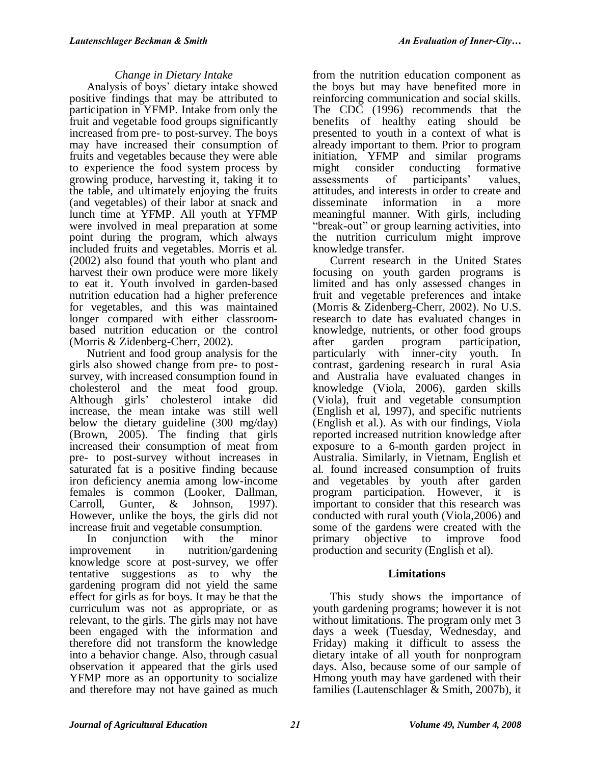*Change in Dietary Intake*

Analysis of boys' dietary intake showed positive findings that may be attributed to participation in YFMP. Intake from only the fruit and vegetable food groups significantly increased from pre- to post-survey. The boys may have increased their consumption of fruits and vegetables because they were able to experience the food system process by growing produce, harvesting it, taking it to the table, and ultimately enjoying the fruits (and vegetables) of their labor at snack and lunch time at YFMP. All youth at YFMP were involved in meal preparation at some point during the program, which always included fruits and vegetables. Morris et al. (2002) also found that youth who plant and harvest their own produce were more likely to eat it. Youth involved in garden-based nutrition education had a higher preference for vegetables, and this was maintained longer compared with either classroom-based nutrition education or the control (Morris & Zidenberg-Cherr, 2002).

Nutrient and food group analysis for the girls also showed change from pre- to post-survey, with increased consumption found in cholesterol and the meat food group. Although girls' cholesterol intake did increase, the mean intake was still well below the dietary guideline (300 mg/day) (Brown, 2005). The finding that girls increased their consumption of meat from pre- to post-survey without increases in saturated fat is a positive finding because iron deficiency anemia among low-income females is common (Looker, Dallman, Carroll, Gunter, & Johnson, 1997). However, unlike the boys, the girls did not increase fruit and vegetable consumption.

In conjunction with the minor improvement in nutrition/gardening knowledge score at post-survey, we offer tentative suggestions as to why the gardening program did not yield the same effect for girls as for boys. It may be that the curriculum was not as appropriate, or as relevant, to the girls. The girls may not have been engaged with the information and therefore did not transform the knowledge into a behavior change. Also, through casual observation it appeared that the girls used YFMP more as an opportunity to socialize and therefore may not have gained as much from the nutrition education component as the boys but may have benefited more in reinforcing communication and social skills. The CDC (1996) recommends that the benefits of healthy eating should be presented to youth in a context of what is already important to them. Prior to program initiation, YFMP and similar programs might consider conducting formative assessments of participants' values, attitudes, and interests in order to create and disseminate information in a more meaningful manner. With girls, including "break-out" or group learning activities, into the nutrition curriculum might improve knowledge transfer.

Current research in the United States focusing on youth garden programs is limited and has only assessed changes in fruit and vegetable preferences and intake (Morris & Zidenberg-Cherr, 2002). No U.S. research to date has evaluated changes in knowledge, nutrients, or other food groups after garden program participation, particularly with inner-city youth. In contrast, gardening research in rural Asia and Australia have evaluated changes in knowledge (Viola, 2006), garden skills (Viola), fruit and vegetable consumption (English et al, 1997), and specific nutrients (English et al.). As with our findings, Viola reported increased nutrition knowledge after exposure to a 6-month garden project in Australia. Similarly, in Vietnam, English et al. found increased consumption of fruits and vegetables by youth after garden program participation. However, it is important to consider that this research was conducted with rural youth (Viola,2006) and some of the gardens were created with the primary objective to improve food production and security (English et al).

## Limitations

This study shows the importance of youth gardening programs; however it is not without limitations. The program only met 3 days a week (Tuesday, Wednesday, and Friday) making it difficult to assess the dietary intake of all youth for nonprogram days. Also, because some of our sample of Hmong youth may have gardened with their families (Lautenschlager & Smith, 2007b), it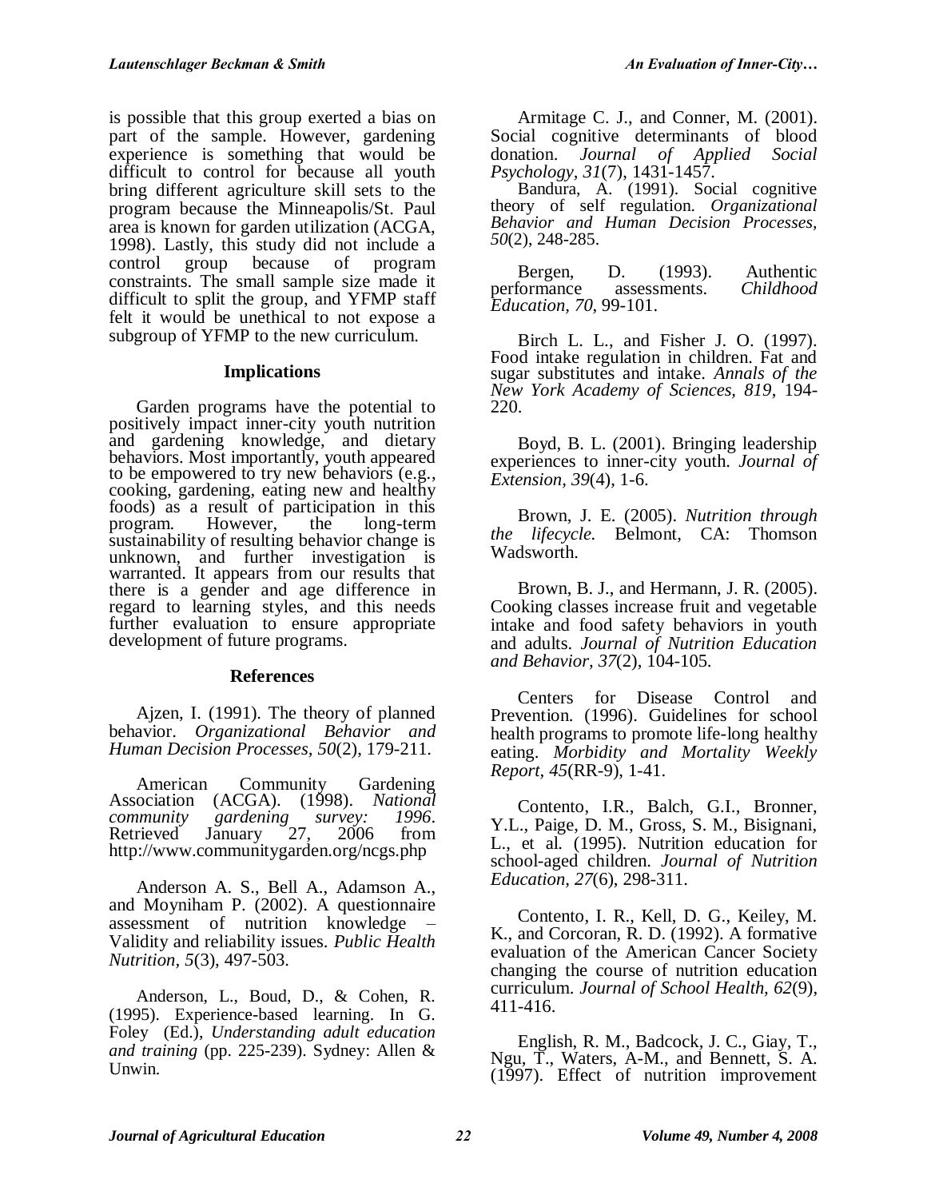is possible that this group exerted a bias on part of the sample. However, gardening experience is something that would be difficult to control for because all youth bring different agriculture skill sets to the program because the Minneapolis/St. Paul area is known for garden utilization (ACGA, 1998). Lastly, this study did not include a control group because of program constraints. The small sample size made it difficult to split the group, and YFMP staff felt it would be unethical to not expose a subgroup of YFMP to the new curriculum.

## Implications

Garden programs have the potential to positively impact inner-city youth nutrition and gardening knowledge, and dietary behaviors. Most importantly, youth appeared to be empowered to try new behaviors (e.g., cooking, gardening, eating new and healthy foods) as a result of participation in this program. However, the long-term sustainability of resulting behavior change is unknown, and further investigation is warranted. It appears from our results that there is a gender and age difference in regard to learning styles, and this needs further evaluation to ensure appropriate development of future programs.

## References

Ajzen, I. (1991). The theory of planned behavior. *Organizational Behavior and Human Decision Processes*, *50*(2), 179-211.

American Community Gardening Association (ACGA). (1998). *National community gardening survey: 1996*. Retrieved January 27, 2006 from http://www.communitygarden.org/ncgs.php

Anderson A. S., Bell A., Adamson A., and Moyniham P. (2002). A questionnaire assessment of nutrition knowledge – Validity and reliability issues. *Public Health Nutrition*, *5*(3), 497-503.

Anderson, L., Boud, D., & Cohen, R. (1995). Experience-based learning. In G. Foley (Ed.), *Understanding adult education and training* (pp. 225-239). Sydney: Allen & Unwin.

Armitage C. J., and Conner, M. (2001). Social cognitive determinants of blood donation. *Journal of Applied Social Psychology*, *31*(7), 1431-1457.

Bandura, A. (1991). Social cognitive theory of self regulation. *Organizational Behavior and Human Decision Processes*, *50*(2), 248-285.

Bergen, D. (1993). Authentic performance assessments. *Childhood Education*, *70*, 99-101.

Birch L. L., and Fisher J. O. (1997). Food intake regulation in children. Fat and sugar substitutes and intake. *Annals of the New York Academy of Sciences, 819*, 194-220.

Boyd, B. L. (2001). Bringing leadership experiences to inner-city youth. *Journal of Extension, 39*(4), 1-6.

Brown, J. E. (2005). *Nutrition through the lifecycle*. Belmont, CA: Thomson Wadsworth.

Brown, B. J., and Hermann, J. R. (2005). Cooking classes increase fruit and vegetable intake and food safety behaviors in youth and adults. *Journal of Nutrition Education and Behavior, 37*(2), 104-105.

Centers for Disease Control and Prevention. (1996). Guidelines for school health programs to promote life-long healthy eating. *Morbidity and Mortality Weekly Report, 45*(RR-9), 1-41.

Contento, I.R., Balch, G.I., Bronner, Y.L., Paige, D. M., Gross, S. M., Bisignani, L., et al. (1995). Nutrition education for school-aged children. *Journal of Nutrition Education, 27*(6), 298-311.

Contento, I. R., Kell, D. G., Keiley, M. K., and Corcoran, R. D. (1992). A formative evaluation of the American Cancer Society changing the course of nutrition education curriculum. *Journal of School Health, 62*(9), 411-416.

English, R. M., Badcock, J. C., Giay, T., Ngu, T., Waters, A-M., and Bennett, S. A. (1997). Effect of nutrition improvement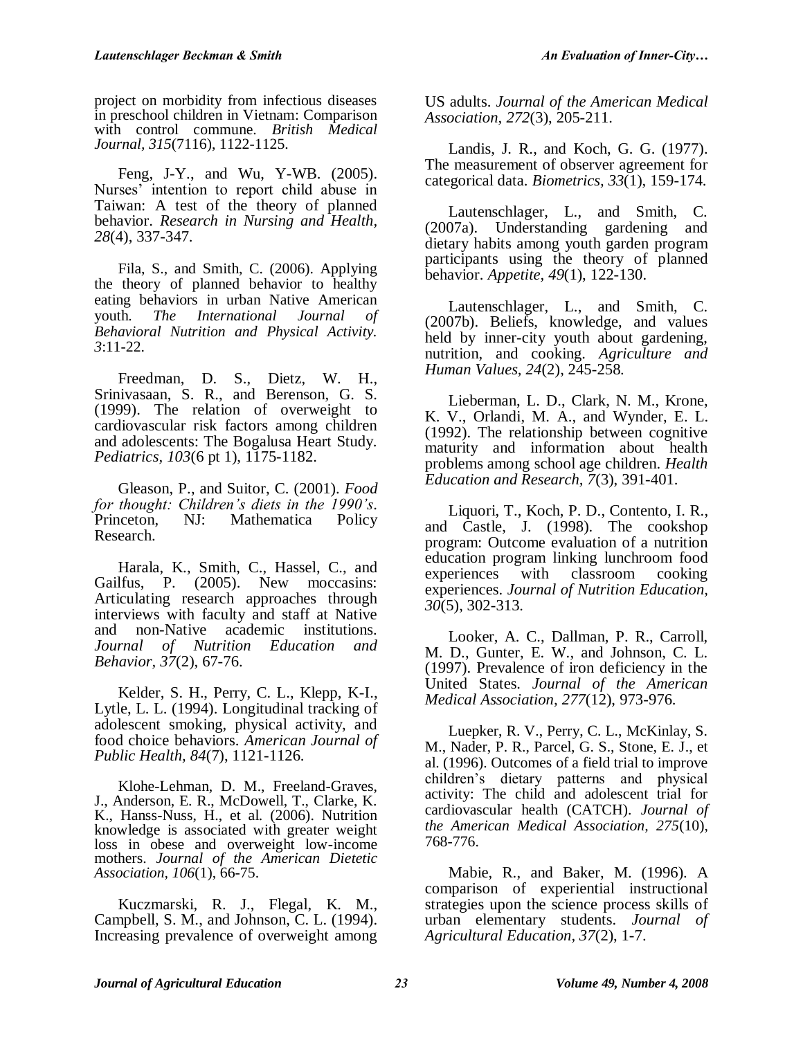project on morbidity from infectious diseases in preschool children in Vietnam: Comparison with control commune. *British Medical Journal, 315*(7116), 1122-1125.

Feng, J-Y., and Wu, Y-WB. (2005). Nurses' intention to report child abuse in Taiwan: A test of the theory of planned behavior. *Research in Nursing and Health, 28*(4), 337-347.

Fila, S., and Smith, C. (2006). Applying the theory of planned behavior to healthy eating behaviors in urban Native American youth. *The International Journal of Behavioral Nutrition and Physical Activity. 3*:11-22.

Freedman, D. S., Dietz, W. H., Srinivasaan, S. R., and Berenson, G. S. (1999). The relation of overweight to cardiovascular risk factors among children and adolescents: The Bogalusa Heart Study. *Pediatrics, 103*(6 pt 1), 1175-1182.

Gleason, P., and Suitor, C. (2001). *Food for thought: Children's diets in the 1990's*. Princeton, NJ: Mathematica Policy Research.

Harala, K., Smith, C., Hassel, C., and Gailfus, P. (2005). New moccasins: Articulating research approaches through interviews with faculty and staff at Native and non-Native academic institutions. *Journal of Nutrition Education and Behavior, 37*(2), 67-76.

Kelder, S. H., Perry, C. L., Klepp, K-I., Lytle, L. L. (1994). Longitudinal tracking of adolescent smoking, physical activity, and food choice behaviors. *American Journal of Public Health, 84*(7), 1121-1126.

Klohe-Lehman, D. M., Freeland-Graves, J., Anderson, E. R., McDowell, T., Clarke, K. K., Hanss-Nuss, H., et al. (2006). Nutrition knowledge is associated with greater weight loss in obese and overweight low-income mothers. *Journal of the American Dietetic Association, 106*(1), 66-75.

Kuczmarski, R. J., Flegal, K. M., Campbell, S. M., and Johnson, C. L. (1994). Increasing prevalence of overweight among US adults. *Journal of the American Medical Association, 272*(3), 205-211.

Landis, J. R., and Koch, G. G. (1977). The measurement of observer agreement for categorical data. *Biometrics, 33*(1), 159-174.

Lautenschlager, L., and Smith, C. (2007a). Understanding gardening and dietary habits among youth garden program participants using the theory of planned behavior. *Appetite, 49*(1), 122-130.

Lautenschlager, L., and Smith, C. (2007b). Beliefs, knowledge, and values held by inner-city youth about gardening, nutrition, and cooking. *Agriculture and Human Values, 24*(2), 245-258.

Lieberman, L. D., Clark, N. M., Krone, K. V., Orlandi, M. A., and Wynder, E. L. (1992). The relationship between cognitive maturity and information about health problems among school age children. *Health Education and Research, 7*(3), 391-401.

Liquori, T., Koch, P. D., Contento, I. R., and Castle, J. (1998). The cookshop program: Outcome evaluation of a nutrition education program linking lunchroom food experiences with classroom cooking experiences. *Journal of Nutrition Education, 30*(5), 302-313.

Looker, A. C., Dallman, P. R., Carroll, M. D., Gunter, E. W., and Johnson, C. L. (1997). Prevalence of iron deficiency in the United States. *Journal of the American Medical Association, 277*(12), 973-976.

Luepker, R. V., Perry, C. L., McKinlay, S. M., Nader, P. R., Parcel, G. S., Stone, E. J., et al. (1996). Outcomes of a field trial to improve children's dietary patterns and physical activity: The child and adolescent trial for cardiovascular health (CATCH). *Journal of the American Medical Association, 275*(10), 768-776.

Mabie, R., and Baker, M. (1996). A comparison of experiential instructional strategies upon the science process skills of urban elementary students. *Journal of Agricultural Education, 37*(2), 1-7.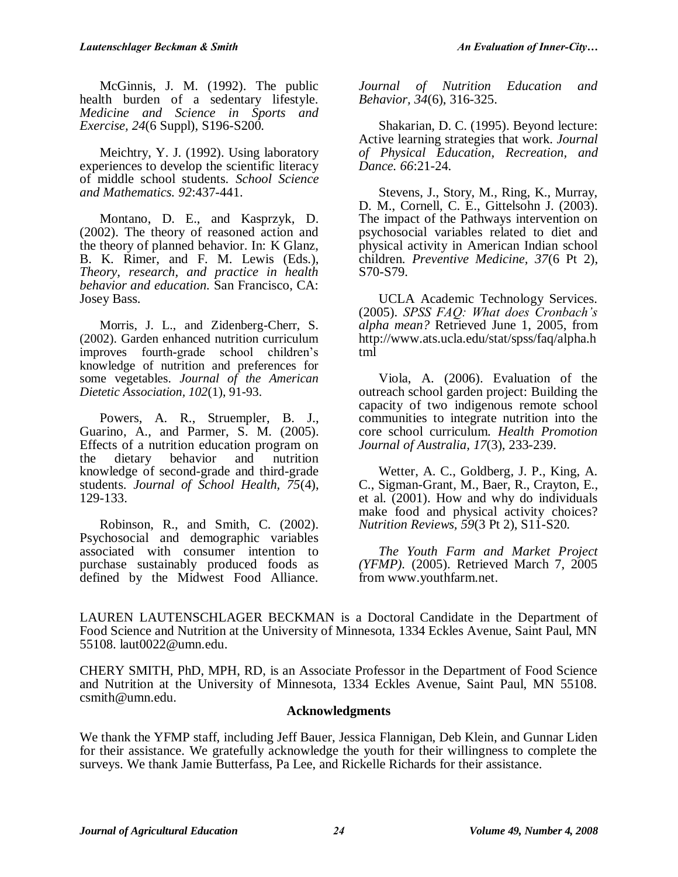McGinnis, J. M. (1992). The public health burden of a sedentary lifestyle. *Medicine and Science in Sports and Exercise, 24*(6 Suppl), S196-S200.

Meichtry, Y. J. (1992). Using laboratory experiences to develop the scientific literacy of middle school students. *School Science and Mathematics. 92*:437-441.

Montano, D. E., and Kasprzyk, D. (2002). The theory of reasoned action and the theory of planned behavior. In: K Glanz, B. K. Rimer, and F. M. Lewis (Eds.), *Theory, research, and practice in health behavior and education.* San Francisco, CA: Josey Bass.

Morris, J. L., and Zidenberg-Cherr, S. (2002). Garden enhanced nutrition curriculum improves fourth-grade school children's knowledge of nutrition and preferences for some vegetables. *Journal of the American Dietetic Association, 102*(1), 91-93.

Powers, A. R., Struempler, B. J., Guarino, A., and Parmer, S. M. (2005). Effects of a nutrition education program on the dietary behavior and nutrition knowledge of second-grade and third-grade students. *Journal of School Health, 75*(4), 129-133.

Robinson, R., and Smith, C. (2002). Psychosocial and demographic variables associated with consumer intention to purchase sustainably produced foods as defined by the Midwest Food Alliance. *Journal of Nutrition Education and Behavior, 34*(6), 316-325.

Shakarian, D. C. (1995). Beyond lecture: Active learning strategies that work. *Journal of Physical Education, Recreation, and Dance. 66*:21-24.

Stevens, J., Story, M., Ring, K., Murray, D. M., Cornell, C. E., Gittelsohn J. (2003). The impact of the Pathways intervention on psychosocial variables related to diet and physical activity in American Indian school children. *Preventive Medicine, 37*(6 Pt 2), S70-S79.

UCLA Academic Technology Services. (2005). *SPSS FAQ: What does Cronbach's alpha mean?* Retrieved June 1, 2005, from http://www.ats.ucla.edu/stat/spss/faq/alpha.html

Viola, A. (2006). Evaluation of the outreach school garden project: Building the capacity of two indigenous remote school communities to integrate nutrition into the core school curriculum. *Health Promotion Journal of Australia, 17*(3), 233-239.

Wetter, A. C., Goldberg, J. P., King, A. C., Sigman-Grant, M., Baer, R., Crayton, E., et al. (2001). How and why do individuals make food and physical activity choices? *Nutrition Reviews, 59*(3 Pt 2), S11-S20.

*The Youth Farm and Market Project (YFMP).* (2005). Retrieved March 7, 2005 from www.youthfarm.net.

LAUREN LAUTENSCHLAGER BECKMAN is a Doctoral Candidate in the Department of Food Science and Nutrition at the University of Minnesota, 1334 Eckles Avenue, Saint Paul, MN 55108. laut0022@umn.edu.

CHERY SMITH, PhD, MPH, RD, is an Associate Professor in the Department of Food Science and Nutrition at the University of Minnesota, 1334 Eckles Avenue, Saint Paul, MN 55108. csmith@umn.edu.

## Acknowledgments

We thank the YFMP staff, including Jeff Bauer, Jessica Flannigan, Deb Klein, and Gunnar Liden for their assistance. We gratefully acknowledge the youth for their willingness to complete the surveys. We thank Jamie Butterfass, Pa Lee, and Rickelle Richards for their assistance.